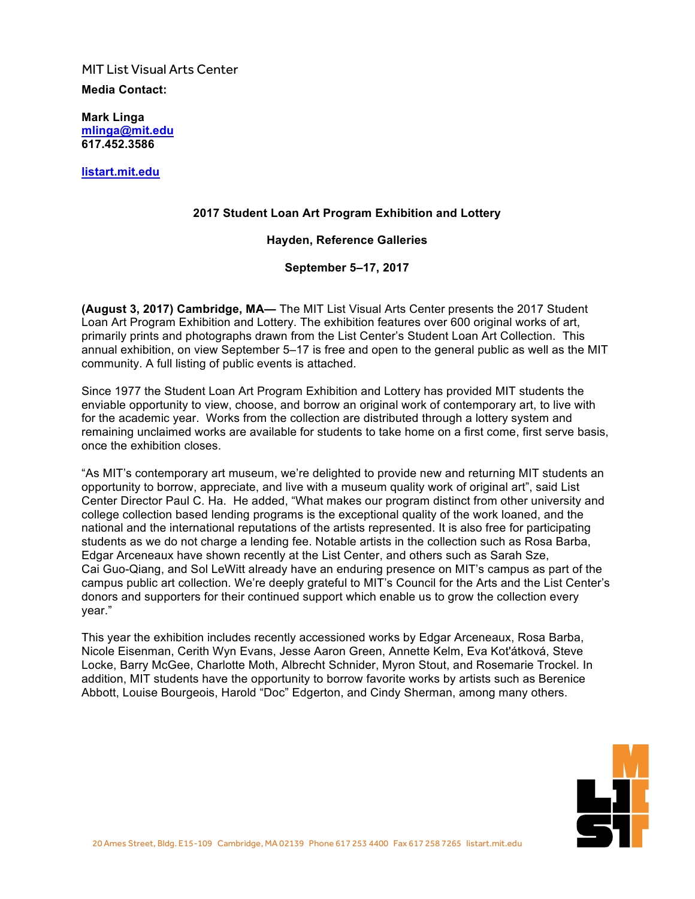MIT List Visual Arts Center

**Media Contact:**

**Mark Linga**
**mlinga@mit.edu**
**617.452.3586**

**listart.mit.edu**

## 2017 Student Loan Art Program Exhibition and Lottery

### Hayden, Reference Galleries

### September 5–17, 2017

**(August 3, 2017) Cambridge, MA—** The MIT List Visual Arts Center presents the 2017 Student Loan Art Program Exhibition and Lottery. The exhibition features over 600 original works of art, primarily prints and photographs drawn from the List Center's Student Loan Art Collection. This annual exhibition, on view September 5–17 is free and open to the general public as well as the MIT community. A full listing of public events is attached.

Since 1977 the Student Loan Art Program Exhibition and Lottery has provided MIT students the enviable opportunity to view, choose, and borrow an original work of contemporary art, to live with for the academic year. Works from the collection are distributed through a lottery system and remaining unclaimed works are available for students to take home on a first come, first serve basis, once the exhibition closes.

"As MIT's contemporary art museum, we're delighted to provide new and returning MIT students an opportunity to borrow, appreciate, and live with a museum quality work of original art", said List Center Director Paul C. Ha. He added, "What makes our program distinct from other university and college collection based lending programs is the exceptional quality of the work loaned, and the national and the international reputations of the artists represented. It is also free for participating students as we do not charge a lending fee. Notable artists in the collection such as Rosa Barba, Edgar Arceneaux have shown recently at the List Center, and others such as Sarah Sze, Cai Guo-Qiang, and Sol LeWitt already have an enduring presence on MIT's campus as part of the campus public art collection. We're deeply grateful to MIT's Council for the Arts and the List Center's donors and supporters for their continued support which enable us to grow the collection every year."

This year the exhibition includes recently accessioned works by Edgar Arceneaux, Rosa Barba, Nicole Eisenman, Cerith Wyn Evans, Jesse Aaron Green, Annette Kelm, Eva Kot'átková, Steve Locke, Barry McGee, Charlotte Moth, Albrecht Schnider, Myron Stout, and Rosemarie Trockel. In addition, MIT students have the opportunity to borrow favorite works by artists such as Berenice Abbott, Louise Bourgeois, Harold "Doc" Edgerton, and Cindy Sherman, among many others.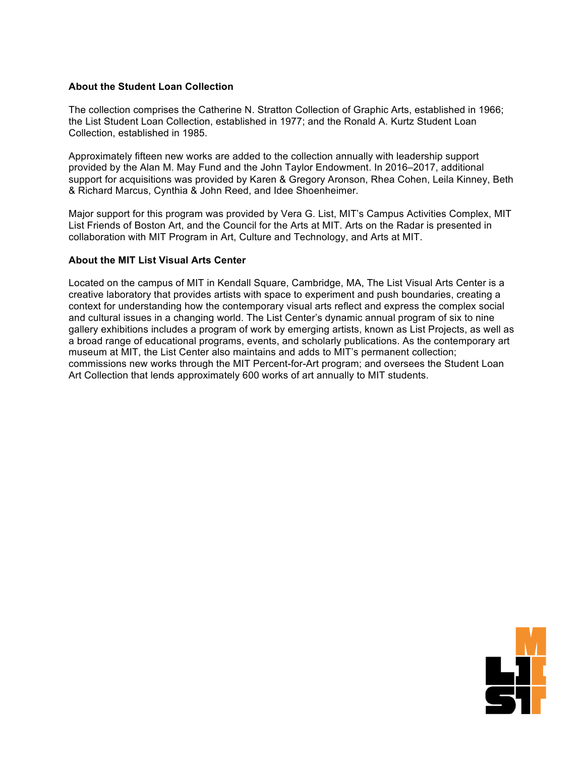**About the Student Loan Collection**

The collection comprises the Catherine N. Stratton Collection of Graphic Arts, established in 1966; the List Student Loan Collection, established in 1977; and the Ronald A. Kurtz Student Loan Collection, established in 1985.

Approximately fifteen new works are added to the collection annually with leadership support provided by the Alan M. May Fund and the John Taylor Endowment. In 2016–2017, additional support for acquisitions was provided by Karen & Gregory Aronson, Rhea Cohen, Leila Kinney, Beth & Richard Marcus, Cynthia & John Reed, and Idee Shoenheimer.

Major support for this program was provided by Vera G. List, MIT's Campus Activities Complex, MIT List Friends of Boston Art, and the Council for the Arts at MIT. Arts on the Radar is presented in collaboration with MIT Program in Art, Culture and Technology, and Arts at MIT.

**About the MIT List Visual Arts Center**

Located on the campus of MIT in Kendall Square, Cambridge, MA, The List Visual Arts Center is a creative laboratory that provides artists with space to experiment and push boundaries, creating a context for understanding how the contemporary visual arts reflect and express the complex social and cultural issues in a changing world. The List Center's dynamic annual program of six to nine gallery exhibitions includes a program of work by emerging artists, known as List Projects, as well as a broad range of educational programs, events, and scholarly publications. As the contemporary art museum at MIT, the List Center also maintains and adds to MIT's permanent collection; commissions new works through the MIT Percent-for-Art program; and oversees the Student Loan Art Collection that lends approximately 600 works of art annually to MIT students.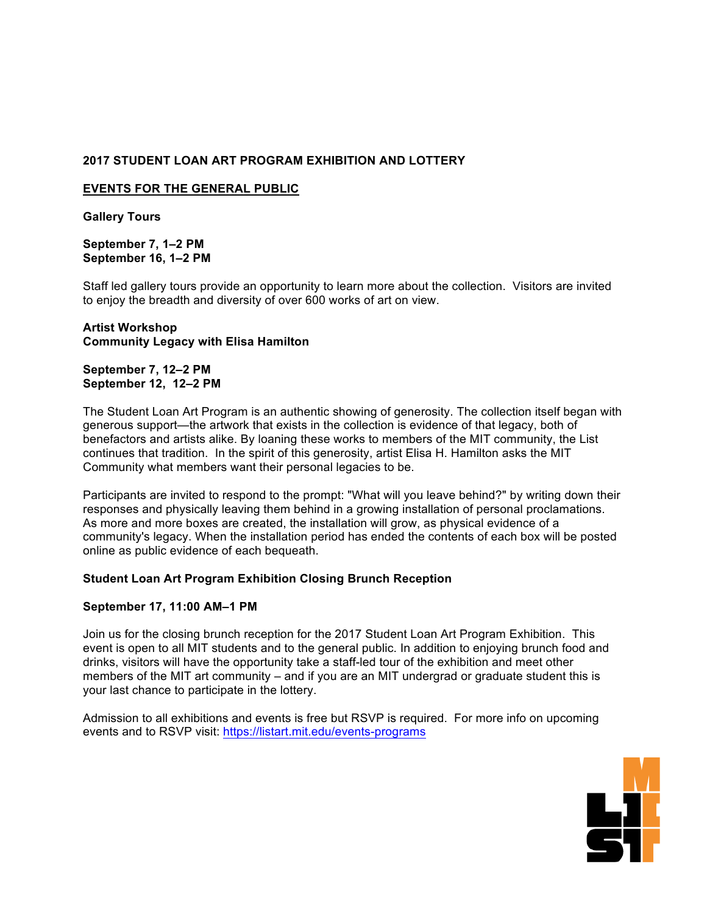**2017 STUDENT LOAN ART PROGRAM EXHIBITION AND LOTTERY**

**<u>EVENTS FOR THE GENERAL PUBLIC</u>**

**Gallery Tours**

**September 7, 1–2 PM**
**September 16, 1–2 PM**

Staff led gallery tours provide an opportunity to learn more about the collection. Visitors are invited to enjoy the breadth and diversity of over 600 works of art on view.

**Artist Workshop**
**Community Legacy with Elisa Hamilton**

**September 7, 12–2 PM**
**September 12, 12–2 PM**

The Student Loan Art Program is an authentic showing of generosity. The collection itself began with generous support—the artwork that exists in the collection is evidence of that legacy, both of benefactors and artists alike. By loaning these works to members of the MIT community, the List continues that tradition. In the spirit of this generosity, artist Elisa H. Hamilton asks the MIT Community what members want their personal legacies to be.

Participants are invited to respond to the prompt: "What will you leave behind?" by writing down their responses and physically leaving them behind in a growing installation of personal proclamations. As more and more boxes are created, the installation will grow, as physical evidence of a community's legacy. When the installation period has ended the contents of each box will be posted online as public evidence of each bequeath.

**Student Loan Art Program Exhibition Closing Brunch Reception**

**September 17, 11:00 AM–1 PM**

Join us for the closing brunch reception for the 2017 Student Loan Art Program Exhibition. This event is open to all MIT students and to the general public. In addition to enjoying brunch food and drinks, visitors will have the opportunity take a staff-led tour of the exhibition and meet other members of the MIT art community – and if you are an MIT undergrad or graduate student this is your last chance to participate in the lottery.

Admission to all exhibitions and events is free but RSVP is required. For more info on upcoming events and to RSVP visit: https://listart.mit.edu/events-programs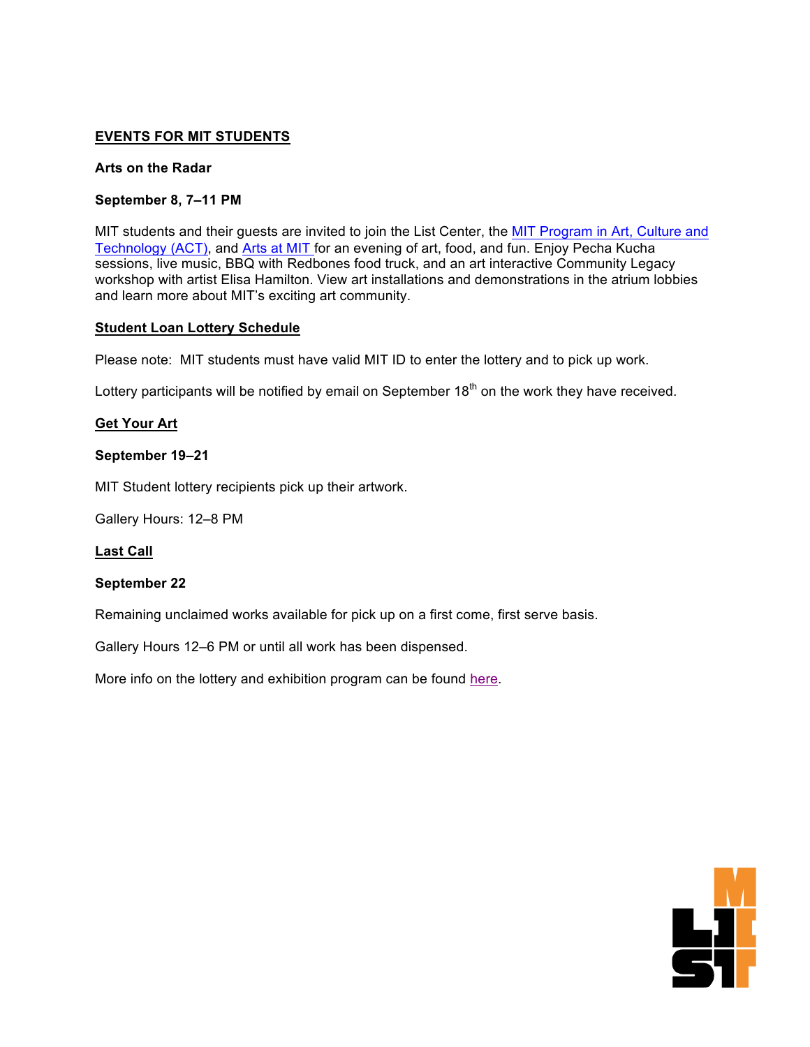## EVENTS FOR MIT STUDENTS

**Arts on the Radar**

**September 8, 7–11 PM**

MIT students and their guests are invited to join the List Center, the MIT Program in Art, Culture and Technology (ACT), and Arts at MIT for an evening of art, food, and fun. Enjoy Pecha Kucha sessions, live music, BBQ with Redbones food truck, and an art interactive Community Legacy workshop with artist Elisa Hamilton. View art installations and demonstrations in the atrium lobbies and learn more about MIT's exciting art community.

## Student Loan Lottery Schedule

Please note: MIT students must have valid MIT ID to enter the lottery and to pick up work.

Lottery participants will be notified by email on September 18th on the work they have received.

## Get Your Art

**September 19–21**

MIT Student lottery recipients pick up their artwork.

Gallery Hours: 12–8 PM

## Last Call

**September 22**

Remaining unclaimed works available for pick up on a first come, first serve basis.

Gallery Hours 12–6 PM or until all work has been dispensed.

More info on the lottery and exhibition program can be found here.